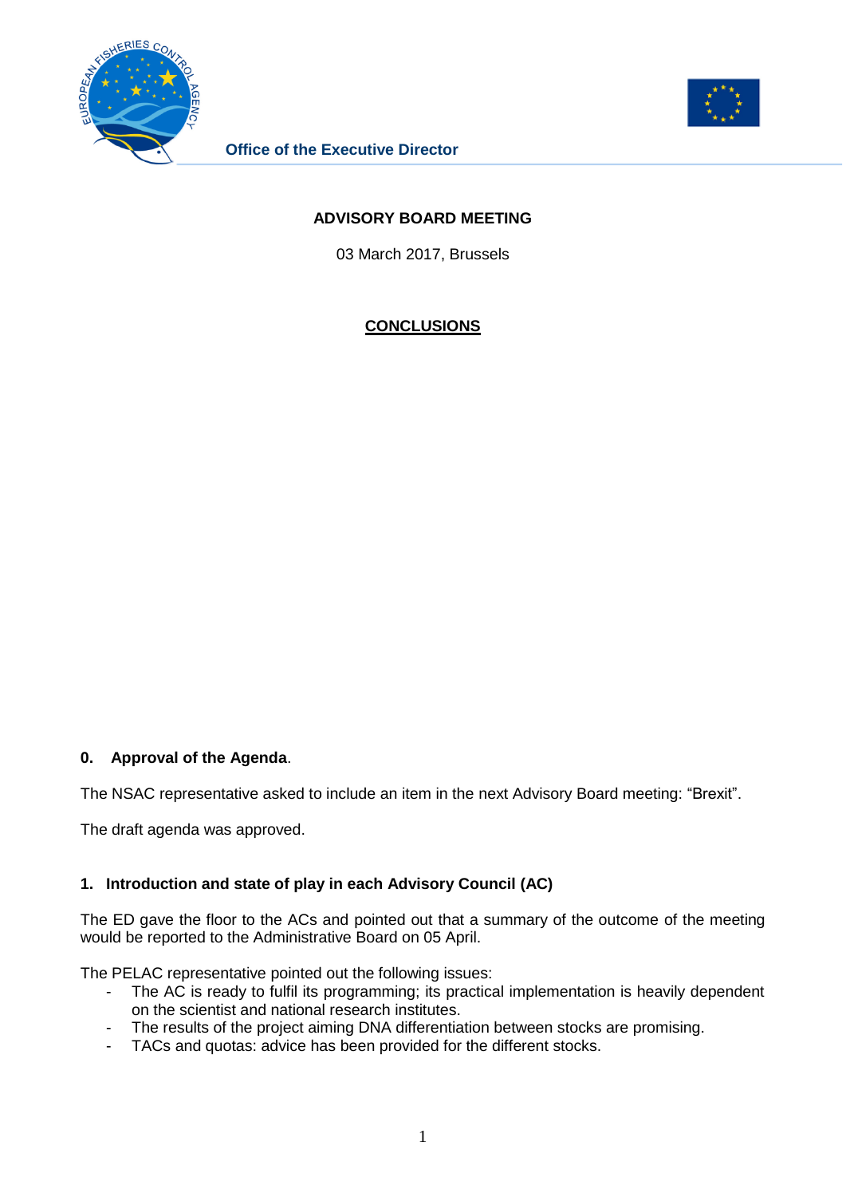Office of the Executive Director

# ADVISORY BOARD MEETING

03 March 2017, Brussels

## CONCLUSIONS

### 0. Approval of the Agenda.

The NSAC representative asked to include an item in the next Advisory Board meeting: "Brexit".

The draft agenda was approved.

### 1. Introduction and state of play in each Advisory Council (AC)

The ED gave the floor to the ACs and pointed out that a summary of the outcome of the meeting would be reported to the Administrative Board on 05 April.

The PELAC representative pointed out the following issues:

- The AC is ready to fulfil its programming; its practical implementation is heavily dependent on the scientist and national research institutes.
- The results of the project aiming DNA differentiation between stocks are promising.
- TACs and quotas: advice has been provided for the different stocks.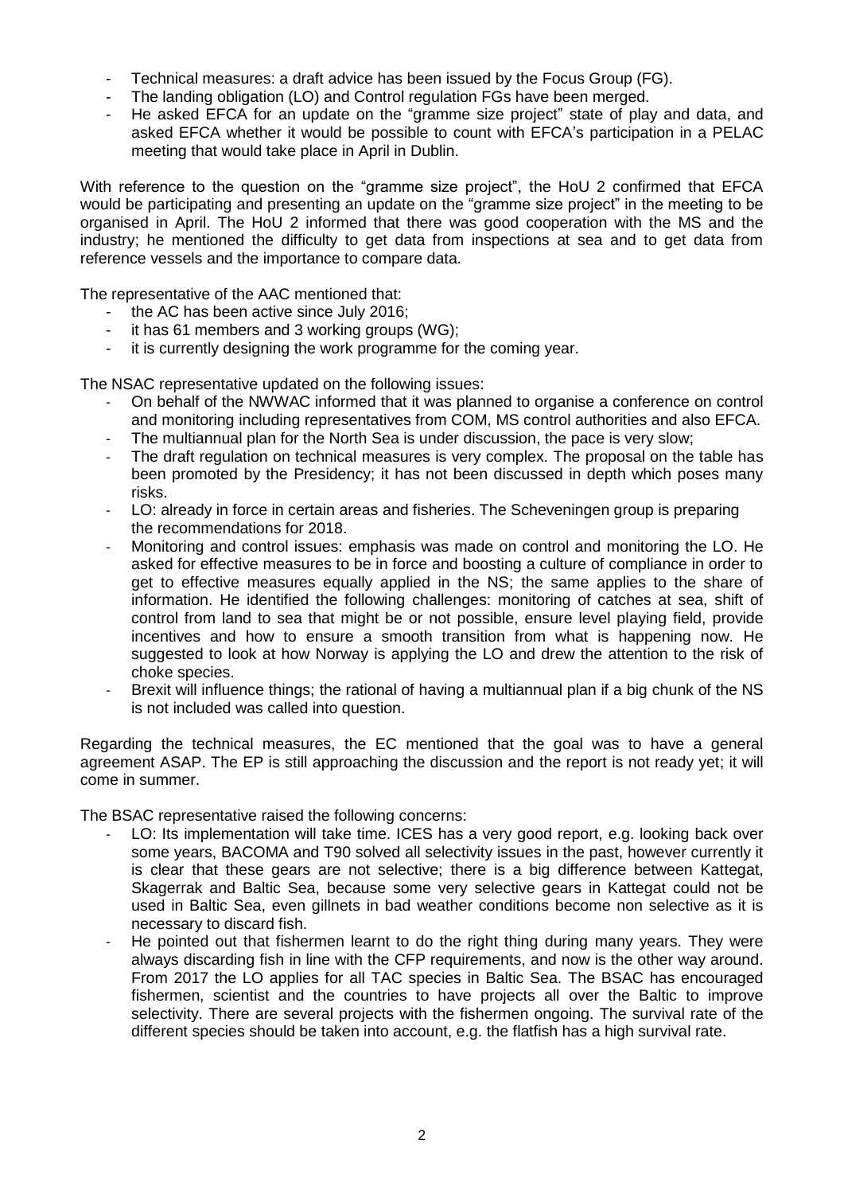- Technical measures: a draft advice has been issued by the Focus Group (FG).
- The landing obligation (LO) and Control regulation FGs have been merged.
- He asked EFCA for an update on the "gramme size project" state of play and data, and asked EFCA whether it would be possible to count with EFCA's participation in a PELAC meeting that would take place in April in Dublin.

With reference to the question on the "gramme size project", the HoU 2 confirmed that EFCA would be participating and presenting an update on the "gramme size project" in the meeting to be organised in April. The HoU 2 informed that there was good cooperation with the MS and the industry; he mentioned the difficulty to get data from inspections at sea and to get data from reference vessels and the importance to compare data.

The representative of the AAC mentioned that:

- the AC has been active since July 2016;
- it has 61 members and 3 working groups (WG);
- it is currently designing the work programme for the coming year.

The NSAC representative updated on the following issues:

- On behalf of the NWWAC informed that it was planned to organise a conference on control and monitoring including representatives from COM, MS control authorities and also EFCA.
- The multiannual plan for the North Sea is under discussion, the pace is very slow;
- The draft regulation on technical measures is very complex. The proposal on the table has been promoted by the Presidency; it has not been discussed in depth which poses many risks.
- LO: already in force in certain areas and fisheries. The Scheveningen group is preparing the recommendations for 2018.
- Monitoring and control issues: emphasis was made on control and monitoring the LO. He asked for effective measures to be in force and boosting a culture of compliance in order to get to effective measures equally applied in the NS; the same applies to the share of information. He identified the following challenges: monitoring of catches at sea, shift of control from land to sea that might be or not possible, ensure level playing field, provide incentives and how to ensure a smooth transition from what is happening now. He suggested to look at how Norway is applying the LO and drew the attention to the risk of choke species.
- Brexit will influence things; the rational of having a multiannual plan if a big chunk of the NS is not included was called into question.

Regarding the technical measures, the EC mentioned that the goal was to have a general agreement ASAP. The EP is still approaching the discussion and the report is not ready yet; it will come in summer.

The BSAC representative raised the following concerns:

- LO: Its implementation will take time. ICES has a very good report, e.g. looking back over some years, BACOMA and T90 solved all selectivity issues in the past, however currently it is clear that these gears are not selective; there is a big difference between Kattegat, Skagerrak and Baltic Sea, because some very selective gears in Kattegat could not be used in Baltic Sea, even gillnets in bad weather conditions become non selective as it is necessary to discard fish.
- He pointed out that fishermen learnt to do the right thing during many years. They were always discarding fish in line with the CFP requirements, and now is the other way around. From 2017 the LO applies for all TAC species in Baltic Sea. The BSAC has encouraged fishermen, scientist and the countries to have projects all over the Baltic to improve selectivity. There are several projects with the fishermen ongoing. The survival rate of the different species should be taken into account, e.g. the flatfish has a high survival rate.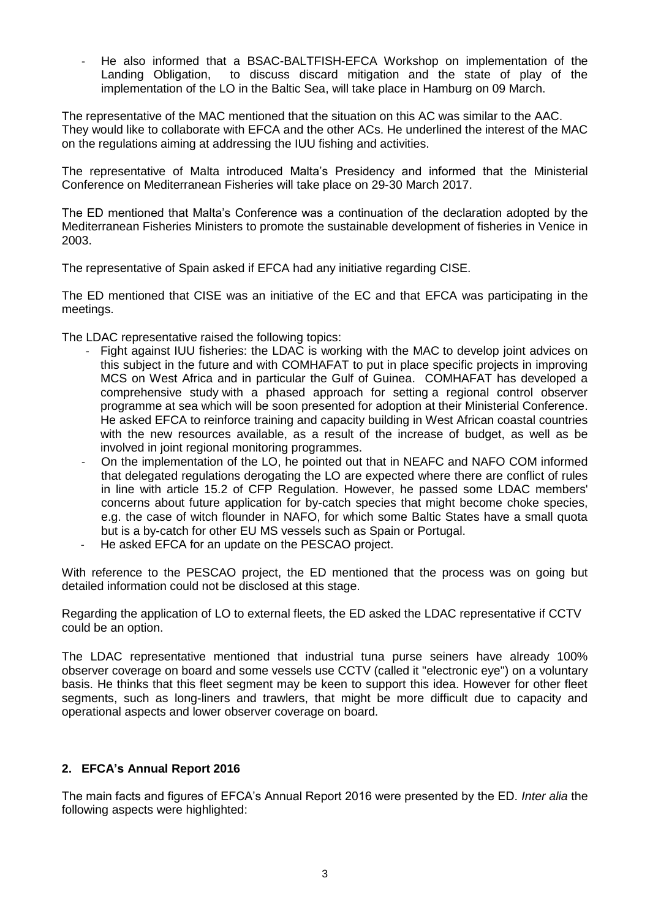- He also informed that a BSAC-BALTFISH-EFCA Workshop on implementation of the Landing Obligation, to discuss discard mitigation and the state of play of the implementation of the LO in the Baltic Sea, will take place in Hamburg on 09 March.

The representative of the MAC mentioned that the situation on this AC was similar to the AAC. They would like to collaborate with EFCA and the other ACs. He underlined the interest of the MAC on the regulations aiming at addressing the IUU fishing and activities.

The representative of Malta introduced Malta's Presidency and informed that the Ministerial Conference on Mediterranean Fisheries will take place on 29-30 March 2017.

The ED mentioned that Malta's Conference was a continuation of the declaration adopted by the Mediterranean Fisheries Ministers to promote the sustainable development of fisheries in Venice in 2003.

The representative of Spain asked if EFCA had any initiative regarding CISE.

The ED mentioned that CISE was an initiative of the EC and that EFCA was participating in the meetings.

The LDAC representative raised the following topics:

- Fight against IUU fisheries: the LDAC is working with the MAC to develop joint advices on this subject in the future and with COMHAFAT to put in place specific projects in improving MCS on West Africa and in particular the Gulf of Guinea. COMHAFAT has developed a comprehensive study with a phased approach for setting a regional control observer programme at sea which will be soon presented for adoption at their Ministerial Conference. He asked EFCA to reinforce training and capacity building in West African coastal countries with the new resources available, as a result of the increase of budget, as well as be involved in joint regional monitoring programmes.
- On the implementation of the LO, he pointed out that in NEAFC and NAFO COM informed that delegated regulations derogating the LO are expected where there are conflict of rules in line with article 15.2 of CFP Regulation. However, he passed some LDAC members' concerns about future application for by-catch species that might become choke species, e.g. the case of witch flounder in NAFO, for which some Baltic States have a small quota but is a by-catch for other EU MS vessels such as Spain or Portugal.
- He asked EFCA for an update on the PESCAO project.

With reference to the PESCAO project, the ED mentioned that the process was on going but detailed information could not be disclosed at this stage.

Regarding the application of LO to external fleets, the ED asked the LDAC representative if CCTV could be an option.

The LDAC representative mentioned that industrial tuna purse seiners have already 100% observer coverage on board and some vessels use CCTV (called it "electronic eye") on a voluntary basis. He thinks that this fleet segment may be keen to support this idea. However for other fleet segments, such as long-liners and trawlers, that might be more difficult due to capacity and operational aspects and lower observer coverage on board.

## 2. EFCA's Annual Report 2016

The main facts and figures of EFCA's Annual Report 2016 were presented by the ED. *Inter alia* the following aspects were highlighted: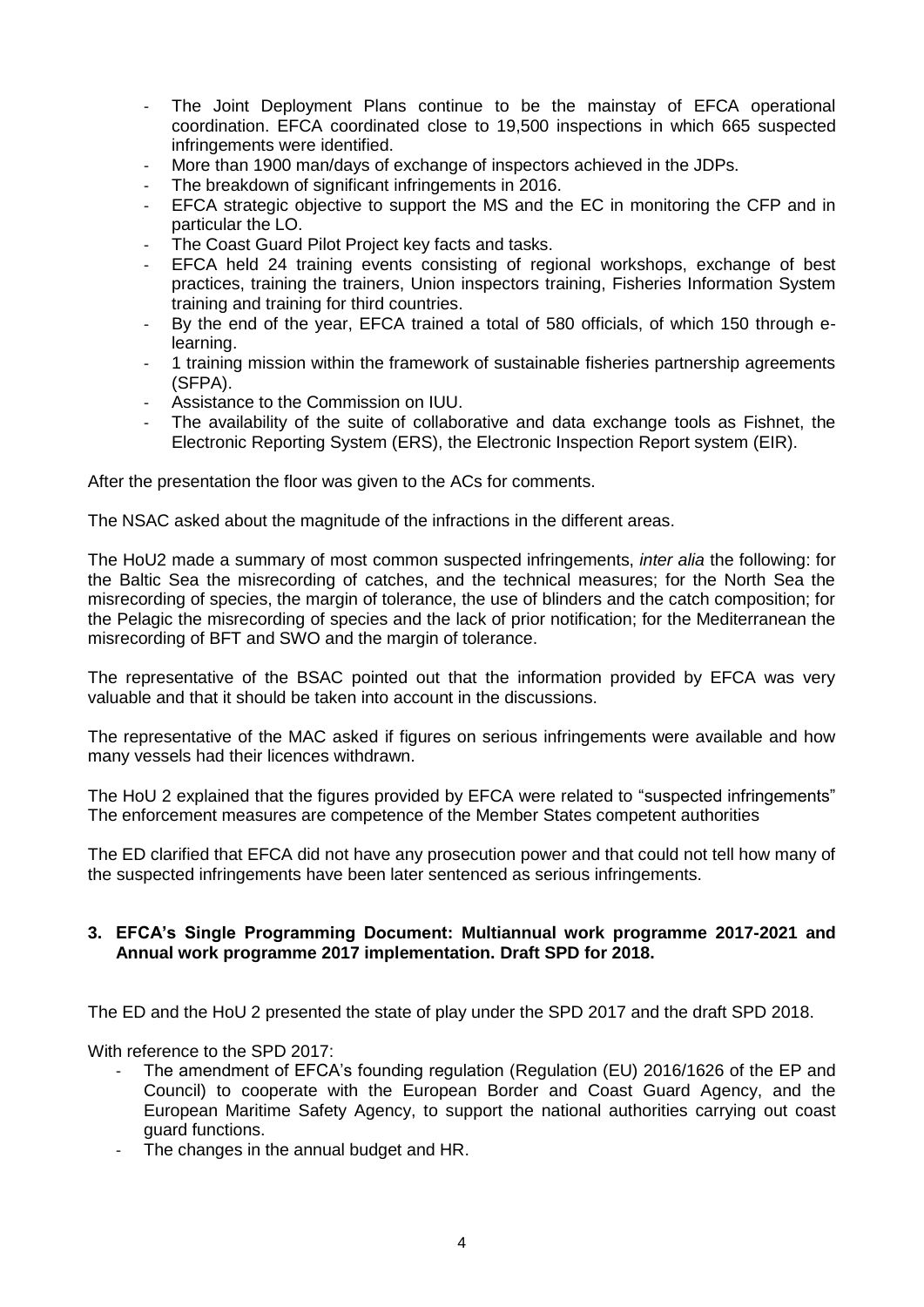- The Joint Deployment Plans continue to be the mainstay of EFCA operational coordination. EFCA coordinated close to 19,500 inspections in which 665 suspected infringements were identified.
- More than 1900 man/days of exchange of inspectors achieved in the JDPs.
- The breakdown of significant infringements in 2016.
- EFCA strategic objective to support the MS and the EC in monitoring the CFP and in particular the LO.
- The Coast Guard Pilot Project key facts and tasks.
- EFCA held 24 training events consisting of regional workshops, exchange of best practices, training the trainers, Union inspectors training, Fisheries Information System training and training for third countries.
- By the end of the year, EFCA trained a total of 580 officials, of which 150 through e-learning.
- 1 training mission within the framework of sustainable fisheries partnership agreements (SFPA).
- Assistance to the Commission on IUU.
- The availability of the suite of collaborative and data exchange tools as Fishnet, the Electronic Reporting System (ERS), the Electronic Inspection Report system (EIR).

After the presentation the floor was given to the ACs for comments.

The NSAC asked about the magnitude of the infractions in the different areas.

The HoU2 made a summary of most common suspected infringements, *inter alia* the following: for the Baltic Sea the misrecording of catches, and the technical measures; for the North Sea the misrecording of species, the margin of tolerance, the use of blinders and the catch composition; for the Pelagic the misrecording of species and the lack of prior notification; for the Mediterranean the misrecording of BFT and SWO and the margin of tolerance.

The representative of the BSAC pointed out that the information provided by EFCA was very valuable and that it should be taken into account in the discussions.

The representative of the MAC asked if figures on serious infringements were available and how many vessels had their licences withdrawn.

The HoU 2 explained that the figures provided by EFCA were related to "suspected infringements" The enforcement measures are competence of the Member States competent authorities

The ED clarified that EFCA did not have any prosecution power and that could not tell how many of the suspected infringements have been later sentenced as serious infringements.

## 3. EFCA's Single Programming Document: Multiannual work programme 2017-2021 and Annual work programme 2017 implementation. Draft SPD for 2018.

The ED and the HoU 2 presented the state of play under the SPD 2017 and the draft SPD 2018.

With reference to the SPD 2017:

- The amendment of EFCA's founding regulation (Regulation (EU) 2016/1626 of the EP and Council) to cooperate with the European Border and Coast Guard Agency, and the European Maritime Safety Agency, to support the national authorities carrying out coast guard functions.
- The changes in the annual budget and HR.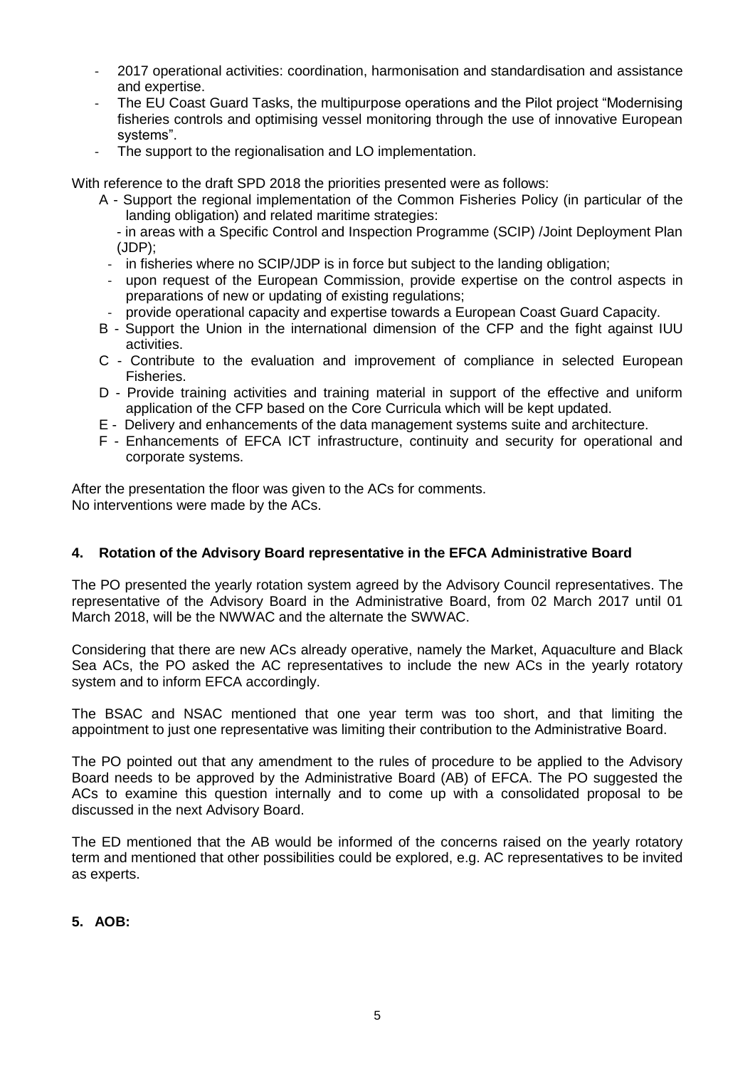- 2017 operational activities: coordination, harmonisation and standardisation and assistance and expertise.
- The EU Coast Guard Tasks, the multipurpose operations and the Pilot project "Modernising fisheries controls and optimising vessel monitoring through the use of innovative European systems".
- The support to the regionalisation and LO implementation.

With reference to the draft SPD 2018 the priorities presented were as follows:

A - Support the regional implementation of the Common Fisheries Policy (in particular of the landing obligation) and related maritime strategies:
  - in areas with a Specific Control and Inspection Programme (SCIP) /Joint Deployment Plan (JDP);
  - in fisheries where no SCIP/JDP is in force but subject to the landing obligation;
  - upon request of the European Commission, provide expertise on the control aspects in preparations of new or updating of existing regulations;
  - provide operational capacity and expertise towards a European Coast Guard Capacity.

B - Support the Union in the international dimension of the CFP and the fight against IUU activities.

C - Contribute to the evaluation and improvement of compliance in selected European Fisheries.

D - Provide training activities and training material in support of the effective and uniform application of the CFP based on the Core Curricula which will be kept updated.

E - Delivery and enhancements of the data management systems suite and architecture.

F - Enhancements of EFCA ICT infrastructure, continuity and security for operational and corporate systems.

After the presentation the floor was given to the ACs for comments.
No interventions were made by the ACs.

## 4. Rotation of the Advisory Board representative in the EFCA Administrative Board

The PO presented the yearly rotation system agreed by the Advisory Council representatives. The representative of the Advisory Board in the Administrative Board, from 02 March 2017 until 01 March 2018, will be the NWWAC and the alternate the SWWAC.

Considering that there are new ACs already operative, namely the Market, Aquaculture and Black Sea ACs, the PO asked the AC representatives to include the new ACs in the yearly rotatory system and to inform EFCA accordingly.

The BSAC and NSAC mentioned that one year term was too short, and that limiting the appointment to just one representative was limiting their contribution to the Administrative Board.

The PO pointed out that any amendment to the rules of procedure to be applied to the Advisory Board needs to be approved by the Administrative Board (AB) of EFCA. The PO suggested the ACs to examine this question internally and to come up with a consolidated proposal to be discussed in the next Advisory Board.

The ED mentioned that the AB would be informed of the concerns raised on the yearly rotatory term and mentioned that other possibilities could be explored, e.g. AC representatives to be invited as experts.

## 5. AOB: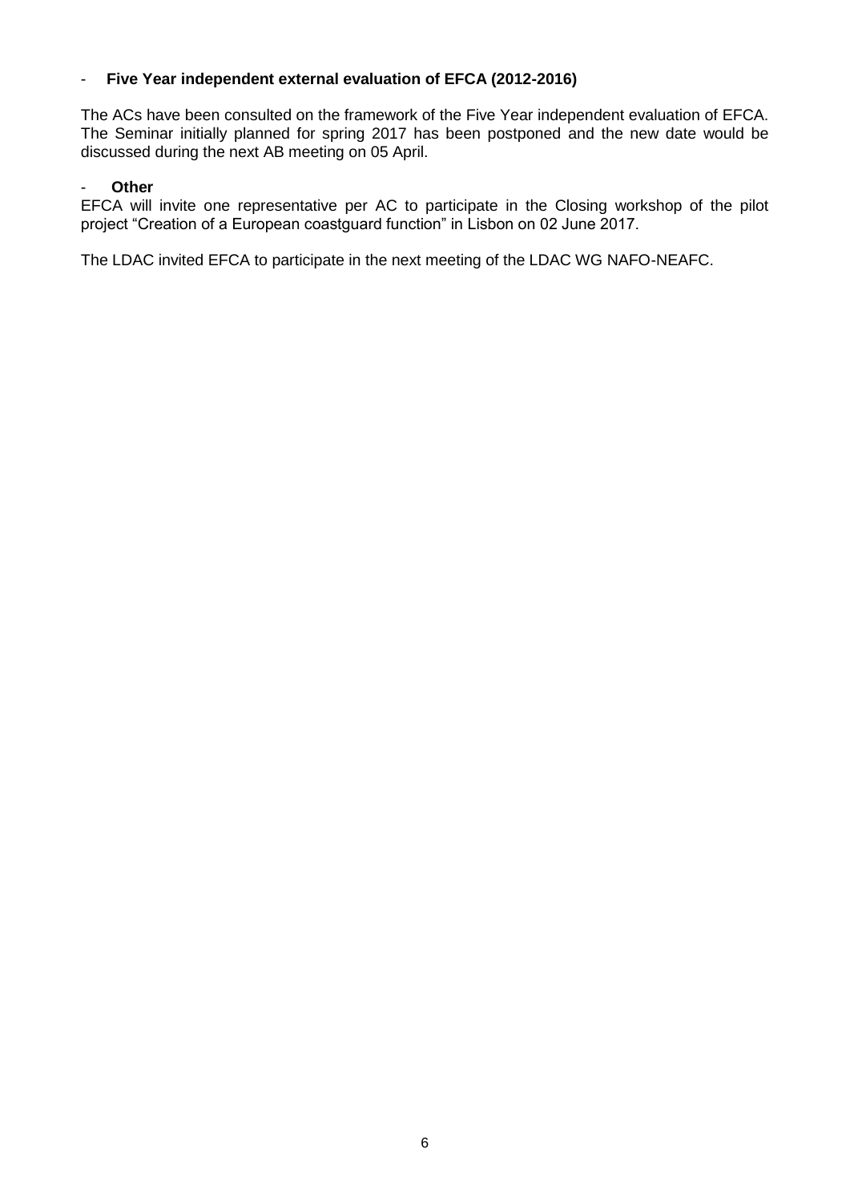- **Five Year independent external evaluation of EFCA (2012-2016)**

The ACs have been consulted on the framework of the Five Year independent evaluation of EFCA. The Seminar initially planned for spring 2017 has been postponed and the new date would be discussed during the next AB meeting on 05 April.

- **Other**

EFCA will invite one representative per AC to participate in the Closing workshop of the pilot project "Creation of a European coastguard function" in Lisbon on 02 June 2017.

The LDAC invited EFCA to participate in the next meeting of the LDAC WG NAFO-NEAFC.